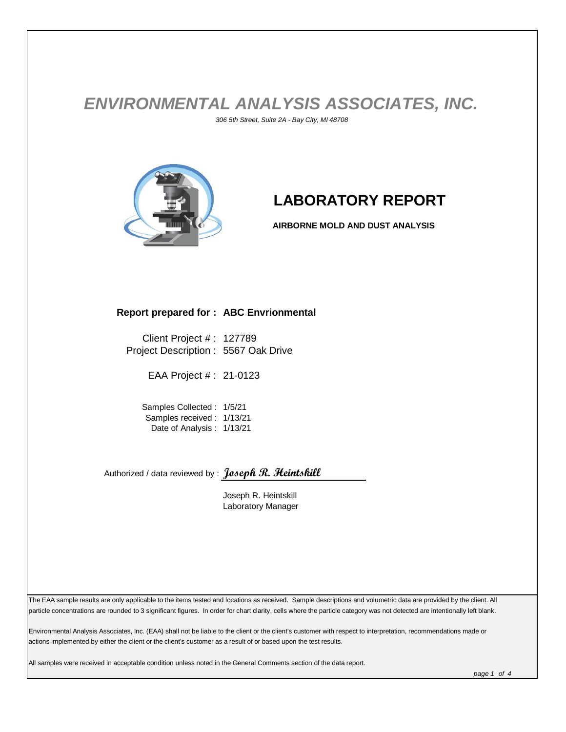# *ENVIRONMENTAL ANALYSIS ASSOCIATES, INC.*

*306 5th Street, Suite 2A - Bay City, MI 48708*

## LABORATORY REPORT

**AIRBORNE MOLD AND DUST ANALYSIS**

**Report prepared for : ABC Envrionmental**

Client Project # : 127789
Project Description : 5567 Oak Drive

EAA Project # : 21-0123

Samples Collected : 1/5/21
Samples received : 1/13/21
Date of Analysis : 1/13/21

Authorized / data reviewed by : *Joseph R. Heintskill*

Joseph R. Heintskill
Laboratory Manager

The EAA sample results are only applicable to the items tested and locations as received. Sample descriptions and volumetric data are provided by the client. All particle concentrations are rounded to 3 significant figures. In order for chart clarity, cells where the particle category was not detected are intentionally left blank.

Environmental Analysis Associates, Inc. (EAA) shall not be liable to the client or the client's customer with respect to interpretation, recommendations made or actions implemented by either the client or the client's customer as a result of or based upon the test results.

All samples were received in acceptable condition unless noted in the General Comments section of the data report.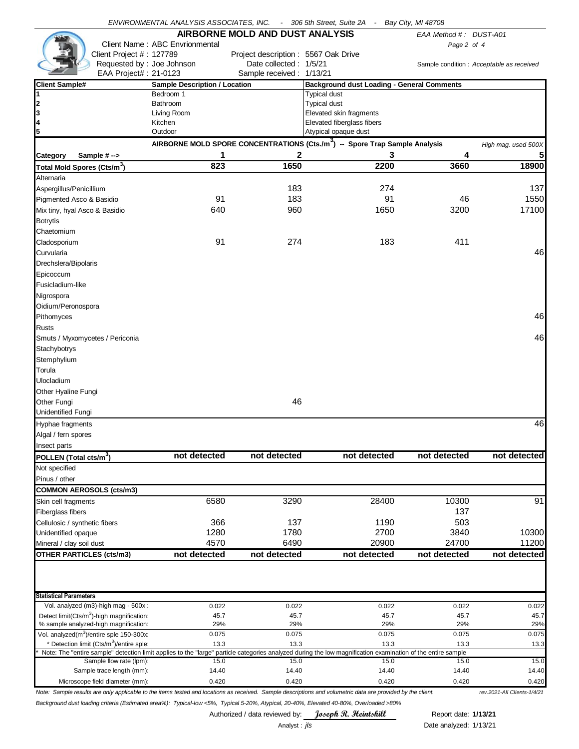ENVIRONMENTAL ANALYSIS ASSOCIATES, INC. - 306 5th Street, Suite 2A - Bay City, MI 48708

# AIRBORNE MOLD AND DUST ANALYSIS

EAA Method # : DUST-A01

Client Name : ABC Envrionmental
Client Project # : 127789
Requested by : Joe Johnson
EAA Project# : 21-0123

Project description : 5567 Oak Drive
Date collected : 1/5/21
Sample received : 1/13/21

Sample condition : *Acceptable as received*

| Client Sample# | Sample Description / Location | Background dust Loading - General Comments |
|---|---|---|
| 1 | Bedroom 1 | Typical dust |
| 2 | Bathroom | Typical dust |
| 3 | Living Room | Elevated skin fragments |
| 4 | Kitchen | Elevated fiberglass fibers |
| 5 | Outdoor | Atypical opaque dust |

**AIRBORNE MOLD SPORE CONCENTRATIONS (Cts./m³) -- Spore Trap Sample Analysis** *High mag. used 500X*

| Category Sample # --> | 1 | 2 | 3 | 4 | 5 |
|---|---|---|---|---|---|
| **Total Mold Spores (Cts/m³)** | **823** | **1650** | **2200** | **3660** | **18900** |
| Alternaria | | | | | |
| Aspergillus/Penicillium | | 183 | 274 | | 137 |
| Pigmented Asco & Basidio | 91 | 183 | 91 | 46 | 1550 |
| Mix tiny, hyal Asco & Basidio | 640 | 960 | 1650 | 3200 | 17100 |
| Botrytis | | | | | |
| Chaetomium | | | | | |
| Cladosporium | 91 | 274 | 183 | 411 | |
| Curvularia | | | | | 46 |
| Drechslera/Bipolaris | | | | | |
| Epicoccum | | | | | |
| Fusicladium-like | | | | | |
| Nigrospora | | | | | |
| Oidium/Peronospora | | | | | |
| Pithomyces | | | | | 46 |
| Rusts | | | | | |
| Smuts / Myxomycetes / Periconia | | | | | 46 |
| Stachybotrys | | | | | |
| Stemphylium | | | | | |
| Torula | | | | | |
| Ulocladium | | | | | |
| Other Hyaline Fungi | | | | | |
| Other Fungi | | 46 | | | |
| Unidentified Fungi | | | | | |
| Hyphae fragments | | | | | 46 |
| Algal / fern spores | | | | | |
| Insect parts | | | | | |
| **POLLEN (Total cts/m³)** | **not detected** | **not detected** | **not detected** | **not detected** | **not detected** |
| Not specified | | | | | |
| Pinus / other | | | | | |
| **COMMON AEROSOLS (cts/m3)** | | | | | |
| Skin cell fragments | 6580 | 3290 | 28400 | 10300 | 91 |
| Fiberglass fibers | | | | 137 | |
| Cellulosic / synthetic fibers | 366 | 137 | 1190 | 503 | |
| Unidentified opaque | 1280 | 1780 | 2700 | 3840 | 10300 |
| Mineral / clay soil dust | 4570 | 6490 | 20900 | 24700 | 11200 |
| **OTHER PARTICLES (cts/m3)** | **not detected** | **not detected** | **not detected** | **not detected** | **not detected** |

| Statistical Parameters | | | | | |
|---|---|---|---|---|---|
| Vol. analyzed (m3)-high mag - 500x : | 0.022 | 0.022 | 0.022 | 0.022 | 0.022 |
| Detect limit(Cts/m³)-high magnification: | 45.7 | 45.7 | 45.7 | 45.7 | 45.7 |
| % sample analyzed-high magnification: | 29% | 29% | 29% | 29% | 29% |
| Vol. analyzed(m³)/entire sple 150-300x: | 0.075 | 0.075 | 0.075 | 0.075 | 0.075 |
| * Detection limit (Cts/m³)/entire sple: | 13.3 | 13.3 | 13.3 | 13.3 | 13.3 |
| Sample flow rate (lpm): | 15.0 | 15.0 | 15.0 | 15.0 | 15.0 |
| Sample trace length (mm): | 14.40 | 14.40 | 14.40 | 14.40 | 14.40 |
| Microscope field diameter (mm): | 0.420 | 0.420 | 0.420 | 0.420 | 0.420 |

\* Note: The "entire sample" detection limit applies to the "large" particle categories analyzed during the low magnification examination of the entire sample

*Note: Sample results are only applicable to the items tested and locations as received. Sample descriptions and volumetric data are provided by the client.* *rev.2021-All Clients-1/4/21*

*Background dust loading criteria (Estimated area%): Typical-low <5%, Typical 5-20%, Atypical, 20-40%, Elevated 40-80%, Overloaded >80%*

Authorized / data reviewed by: *Joseph R. Heintskill*
Analyst : *jls*

Report date: **1/13/21**
Date analyzed: 1/13/21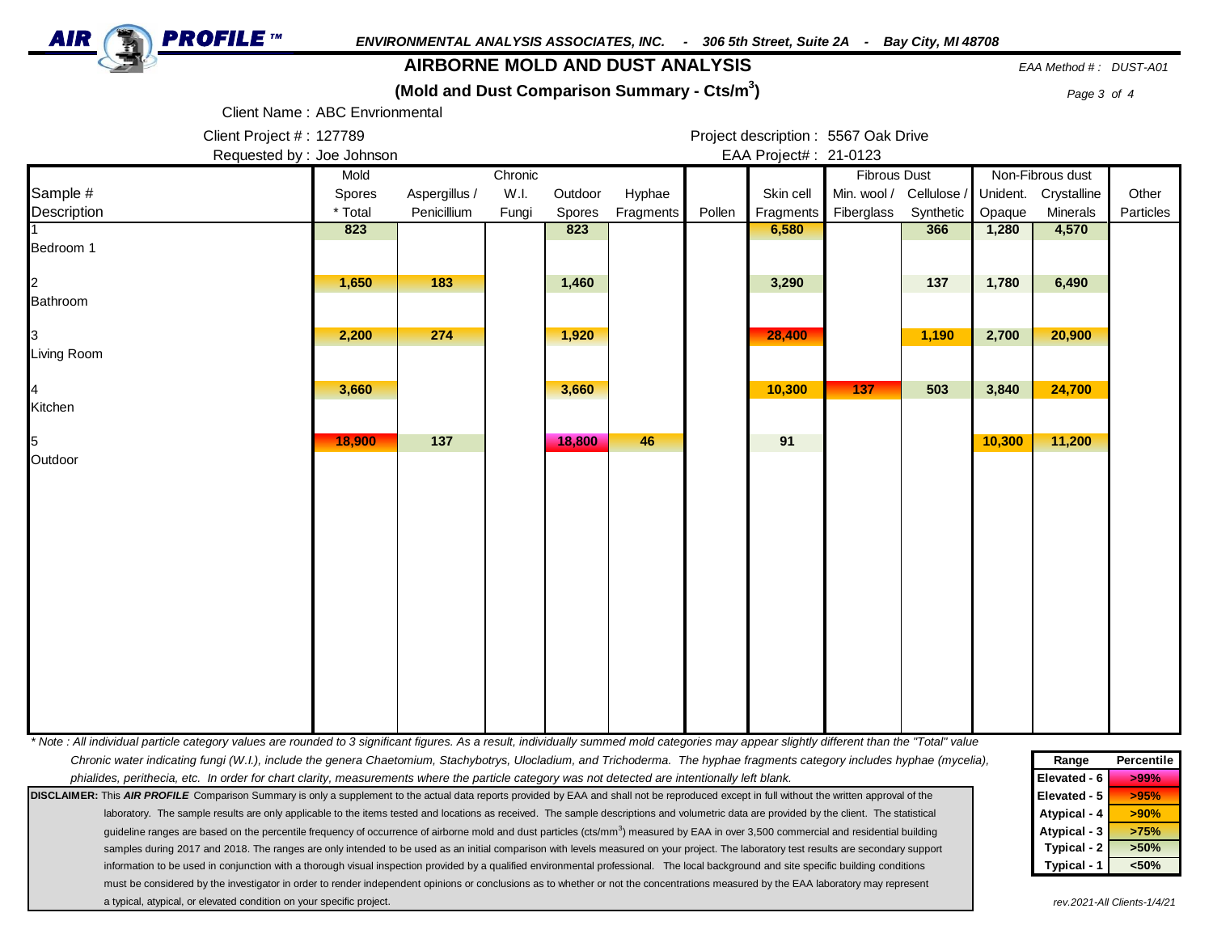**AIR PROFILE ™** *ENVIRONMENTAL ANALYSIS ASSOCIATES, INC. - 306 5th Street, Suite 2A - Bay City, MI 48708*

# AIRBORNE MOLD AND DUST ANALYSIS

*EAA Method # : DUST-A01*

## (Mold and Dust Comparison Summary - Cts/m$^3$)

Client Name : ABC Envrionmental

Client Project # : 127789

Requested by : Joe Johnson

Project description : 5567 Oak Drive

EAA Project# : 21-0123

| Sample # Description | Mold Spores * Total | Aspergillus / Penicillium | Chronic W.I. Fungi | Outdoor Spores | Hyphae Fragments | Pollen | Skin cell Fragments | Fibrous Dust: Min. wool / Fiberglass | Fibrous Dust: Cellulose / Synthetic | Non-Fibrous dust: Unident. Opaque | Non-Fibrous dust: Crystalline Minerals | Other Particles |
|---|---|---|---|---|---|---|---|---|---|---|---|---|
| 1 Bedroom 1 | 823 | | | 823 | | | 6,580 | | 366 | 1,280 | 4,570 | |
| 2 Bathroom | 1,650 | 183 | | 1,460 | | | 3,290 | | 137 | 1,780 | 6,490 | |
| 3 Living Room | 2,200 | 274 | | 1,920 | | | 28,400 | | 1,190 | 2,700 | 20,900 | |
| 4 Kitchen | 3,660 | | | 3,660 | | | 10,300 | 137 | 503 | 3,840 | 24,700 | |
| 5 Outdoor | 18,900 | 137 | | 18,800 | 46 | | 91 | | | 10,300 | 11,200 | |

*\* Note : All individual particle category values are rounded to 3 significant figures. As a result, individually summed mold categories may appear slightly different than the "Total" value Chronic water indicating fungi (W.I.), include the genera Chaetomium, Stachybotrys, Ulocladium, and Trichoderma. The hyphae fragments category includes hyphae (mycelia), phialides, perithecia, etc. In order for chart clarity, measurements where the particle category was not detected are intentionally left blank.*

**DISCLAIMER:** This ***AIR PROFILE*** Comparison Summary is only a supplement to the actual data reports provided by EAA and shall not be reproduced except in full without the written approval of the laboratory. The sample results are only applicable to the items tested and locations as received. The sample descriptions and volumetric data are provided by the client. The statistical guideline ranges are based on the percentile frequency of occurrence of airborne mold and dust particles (cts/mm$^3$) measured by EAA in over 3,500 commercial and residential building samples during 2017 and 2018. The ranges are only intended to be used as an initial comparison with levels measured on your project. The laboratory test results are secondary support information to be used in conjunction with a thorough visual inspection provided by a qualified environmental professional. The local background and site specific building conditions must be considered by the investigator in order to render independent opinions or conclusions as to whether or not the concentrations measured by the EAA laboratory may represent a typical, atypical, or elevated condition on your specific project.

| Range | Percentile |
|---|---|
| Elevated - 6 | >99% |
| Elevated - 5 | >95% |
| Atypical - 4 | >90% |
| Atypical - 3 | >75% |
| Typical - 2 | >50% |
| Typical - 1 | <50% |

*rev.2021-All Clients-1/4/21*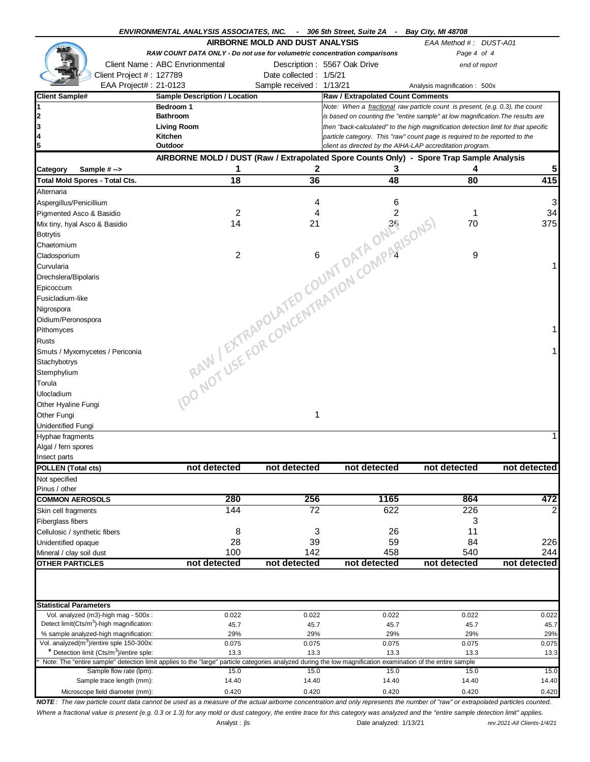**ENVIRONMENTAL ANALYSIS ASSOCIATES, INC. - 306 5th Street, Suite 2A - Bay City, MI 48708**

## AIRBORNE MOLD AND DUST ANALYSIS

EAA Method # : DUST-A01

*RAW COUNT DATA ONLY - Do not use for volumetric concentration comparisons*

*end of report*

| | | | |
|---|---|---|---|
| Client Name : ABC Envrionmental | Description : 5567 Oak Drive | | |
| Client Project # : 127789 | Date collected : 1/5/21 | | |
| EAA Project# : 21-0123 | Sample received : 1/13/21 | | Analysis magnification : 500x |

| Client Sample# | Sample Description / Location | Raw / Extrapolated Count Comments |
|---|---|---|
| 1 | Bedroom 1 | Note: When a fractional raw particle count is present, (e.g. 0.3), the count is based on counting the "entire sample" at low magnification. The results are then "back-calculated" to the high magnification detection limit for that specific particle category. This "raw" count page is required to be reported to the client as directed by the AIHA-LAP accreditation program. |
| 2 | Bathroom | |
| 3 | Living Room | |
| 4 | Kitchen | |
| 5 | Outdoor | |

### AIRBORNE MOLD / DUST (Raw / Extrapolated Spore Counts Only) - Spore Trap Sample Analysis

| Category Sample # --> | 1 | 2 | 3 | 4 | 5 |
|---|---|---|---|---|---|
| **Total Mold Spores - Total Cts.** | **18** | **36** | **48** | **80** | **415** |
| Alternaria | | | | | |
| Aspergillus/Penicillium | | 4 | 6 | | 3 |
| Pigmented Asco & Basidio | 2 | 4 | 2 | 1 | 34 |
| Mix tiny, hyal Asco & Basidio | 14 | 21 | 36 | 70 | 375 |
| Botrytis | | | | | |
| Chaetomium | | | | | |
| Cladosporium | 2 | 6 | 4 | 9 | |
| Curvularia | | | | | 1 |
| Drechslera/Bipolaris | | | | | |
| Epicoccum | | | | | |
| Fusicladium-like | | | | | |
| Nigrospora | | | | | |
| Oidium/Peronospora | | | | | |
| Pithomyces | | | | | 1 |
| Rusts | | | | | |
| Smuts / Myxomycetes / Periconia | | | | | 1 |
| Stachybotrys | | | | | |
| Stemphylium | | | | | |
| Torula | | | | | |
| Ulocladium | | | | | |
| Other Hyaline Fungi | | | | | |
| Other Fungi | | 1 | | | |
| Unidentified Fungi | | | | | |
| Hyphae fragments | | | | | 1 |
| Algal / fern spores | | | | | |
| Insect parts | | | | | |
| **POLLEN (Total cts)** | **not detected** | **not detected** | **not detected** | **not detected** | **not detected** |
| Not specified | | | | | |
| Pinus / other | | | | | |
| **COMMON AEROSOLS** | **280** | **256** | **1165** | **864** | **472** |
| Skin cell fragments | 144 | 72 | 622 | 226 | 2 |
| Fiberglass fibers | | | | 3 | |
| Cellulosic / synthetic fibers | 8 | 3 | 26 | 11 | |
| Unidentified opaque | 28 | 39 | 59 | 84 | 226 |
| Mineral / clay soil dust | 100 | 142 | 458 | 540 | 244 |
| **OTHER PARTICLES** | **not detected** | **not detected** | **not detected** | **not detected** | **not detected** |

RAW / EXTRAPOLATED COUNT DATA ONLY (DO NOT USE FOR CONCENTRATION COMPARISONS)

| **Statistical Parameters** | | | | | |
|---|---|---|---|---|---|
| Vol. analyzed (m3)-high mag - 500x : | 0.022 | 0.022 | 0.022 | 0.022 | 0.022 |
| Detect limit(Cts/m$^3$)-high magnification: | 45.7 | 45.7 | 45.7 | 45.7 | 45.7 |
| % sample analyzed-high magnification: | 29% | 29% | 29% | 29% | 29% |
| Vol. analyzed(m$^3$)/entire sple 150-300x: | 0.075 | 0.075 | 0.075 | 0.075 | 0.075 |
| * Detection limit (Cts/m$^3$)/entire sple: | 13.3 | 13.3 | 13.3 | 13.3 | 13.3 |
| Sample flow rate (lpm): | 15.0 | 15.0 | 15.0 | 15.0 | 15.0 |
| Sample trace length (mm): | 14.40 | 14.40 | 14.40 | 14.40 | 14.40 |
| Microscope field diameter (mm): | 0.420 | 0.420 | 0.420 | 0.420 | 0.420 |

* Note: The "entire sample" detection limit applies to the "large" particle categories analyzed during the low magnification examination of the entire sample

***NOTE** : The raw particle count data cannot be used as a measure of the actual airborne concentration and only represents the number of "raw" or extrapolated particles counted. Where a fractional value is present (e.g. 0.3 or 1.3) for any mold or dust category, the entire trace for this category was analyzed and the "entire sample detection limit" applies.*

Analyst : jls    Date analyzed: 1/13/21    *rev.2021-All Clients-1/4/21*